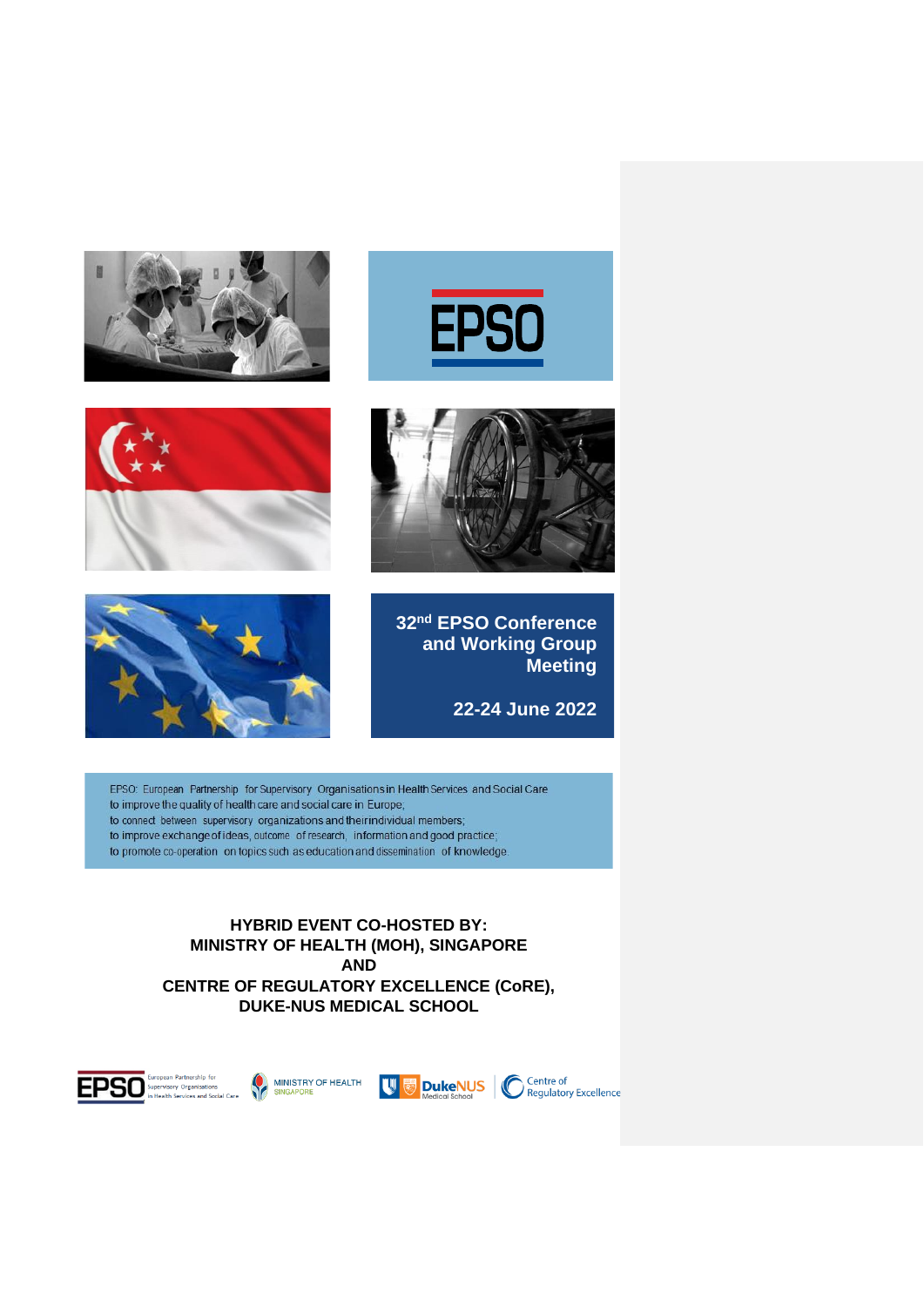EPSO

# 32nd EPSO Conference and Working Group Meeting

**22-24 June 2022**

EPSO: European Partnership for Supervisory Organisations in Health Services and Social Care
to improve the quality of health care and social care in Europe;
to connect between supervisory organizations and their individual members;
to improve exchange of ideas, outcome of research, information and good practice;
to promote co-operation on topics such as education and dissemination of knowledge.

**HYBRID EVENT CO-HOSTED BY:**
**MINISTRY OF HEALTH (MOH), SINGAPORE**
**AND**
**CENTRE OF REGULATORY EXCELLENCE (CoRE),**
**DUKE-NUS MEDICAL SCHOOL**

EPSO European Partnership for Supervisory Organisations in Health Services and Social Care | MINISTRY OF HEALTH SINGAPORE | DukeNUS Medical School | Centre of Regulatory Excellence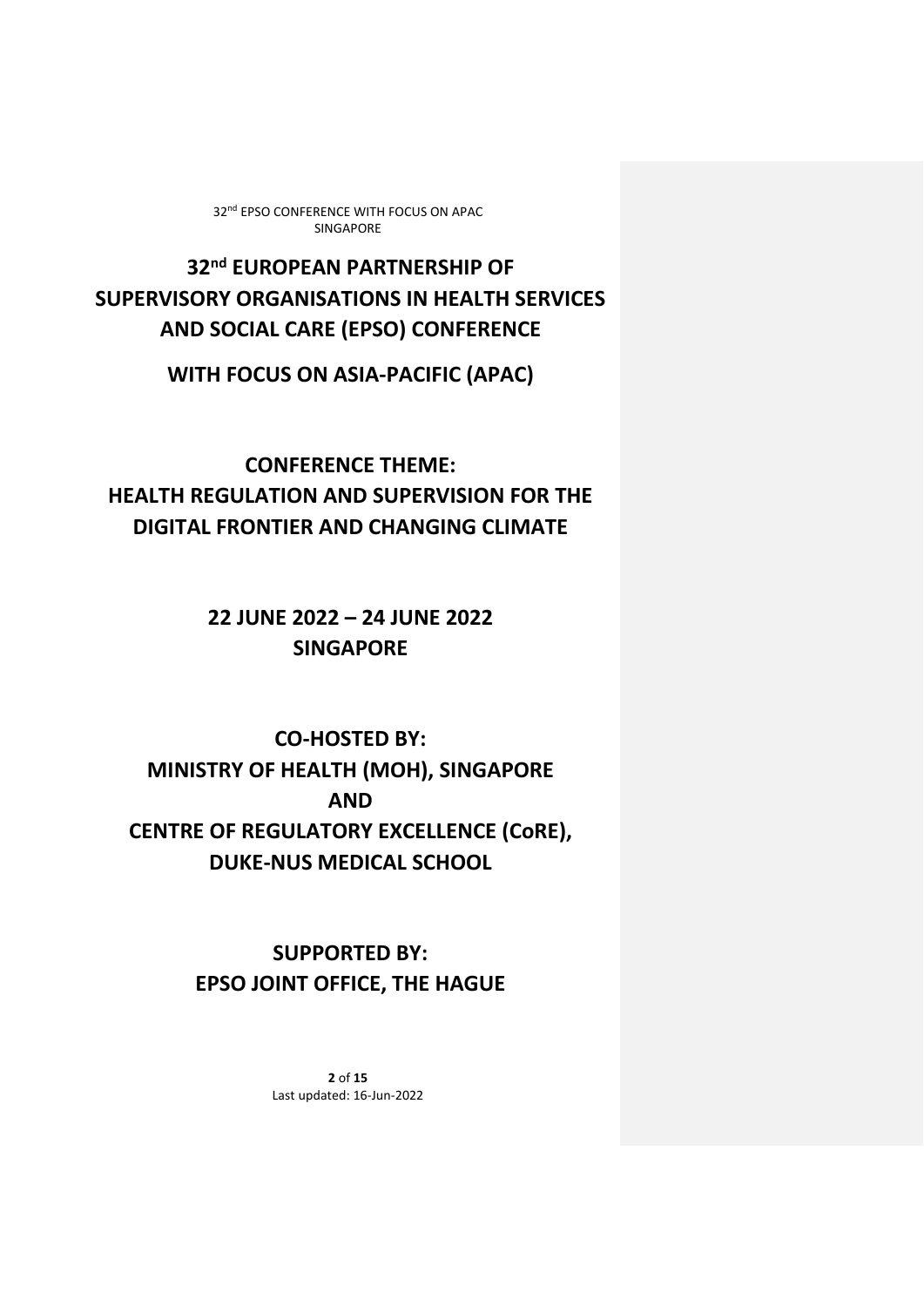# 32nd EUROPEAN PARTNERSHIP OF SUPERVISORY ORGANISATIONS IN HEALTH SERVICES AND SOCIAL CARE (EPSO) CONFERENCE

## WITH FOCUS ON ASIA-PACIFIC (APAC)

## CONFERENCE THEME:
## HEALTH REGULATION AND SUPERVISION FOR THE DIGITAL FRONTIER AND CHANGING CLIMATE

## 22 JUNE 2022 – 24 JUNE 2022
## SINGAPORE

## CO-HOSTED BY:
## MINISTRY OF HEALTH (MOH), SINGAPORE
## AND
## CENTRE OF REGULATORY EXCELLENCE (CoRE), DUKE-NUS MEDICAL SCHOOL

## SUPPORTED BY:
## EPSO JOINT OFFICE, THE HAGUE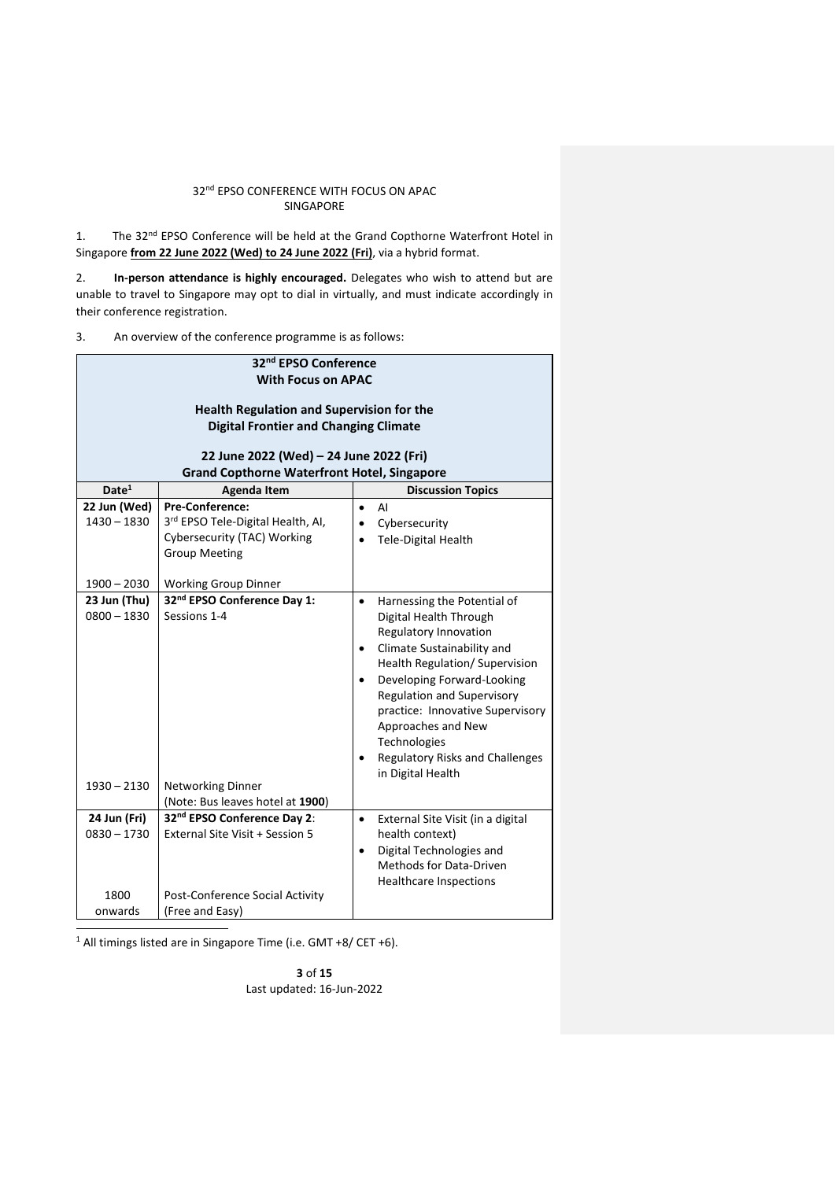32nd EPSO CONFERENCE WITH FOCUS ON APAC
SINGAPORE

1. The 32nd EPSO Conference will be held at the Grand Copthorne Waterfront Hotel in Singapore **from 22 June 2022 (Wed) to 24 June 2022 (Fri)**, via a hybrid format.

2. **In-person attendance is highly encouraged.** Delegates who wish to attend but are unable to travel to Singapore may opt to dial in virtually, and must indicate accordingly in their conference registration.

3. An overview of the conference programme is as follows:

**32nd EPSO Conference**
**With Focus on APAC**

**Health Regulation and Supervision for the Digital Frontier and Changing Climate**

**22 June 2022 (Wed) – 24 June 2022 (Fri)**
**Grand Copthorne Waterfront Hotel, Singapore**

| Date[1] | Agenda Item | Discussion Topics |
| --- | --- | --- |
| **22 Jun (Wed)** 1430 – 1830 | **Pre-Conference:** 3rd EPSO Tele-Digital Health, AI, Cybersecurity (TAC) Working Group Meeting | • AI<br>• Cybersecurity<br>• Tele-Digital Health |
| 1900 – 2030 | Working Group Dinner | |
| **23 Jun (Thu)** 0800 – 1830 | **32nd EPSO Conference Day 1:** Sessions 1-4 | • Harnessing the Potential of Digital Health Through Regulatory Innovation<br>• Climate Sustainability and Health Regulation/ Supervision<br>• Developing Forward-Looking Regulation and Supervisory practice: Innovative Supervisory Approaches and New Technologies<br>• Regulatory Risks and Challenges in Digital Health |
| 1930 – 2130 | Networking Dinner (Note: Bus leaves hotel at **1900**) | |
| **24 Jun (Fri)** 0830 – 1730 | **32nd EPSO Conference Day 2**: External Site Visit + Session 5 | • External Site Visit (in a digital health context)<br>• Digital Technologies and Methods for Data-Driven Healthcare Inspections |
| 1800 onwards | Post-Conference Social Activity (Free and Easy) | |

[1] All timings listed are in Singapore Time (i.e. GMT +8/ CET +6).

Last updated: 16-Jun-2022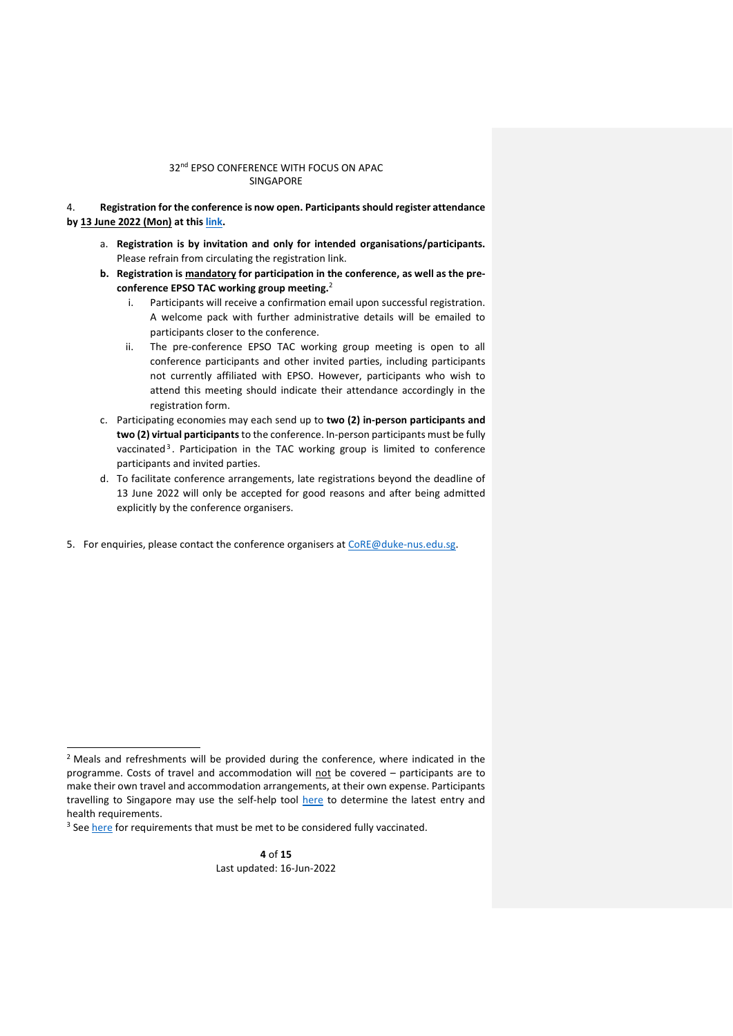4. **Registration for the conference is now open. Participants should register attendance by <u>13 June 2022 (Mon)</u> at this link.**

a. **Registration is by invitation and only for intended organisations/participants.** Please refrain from circulating the registration link.

b. **Registration is <u>mandatory</u> for participation in the conference, as well as the pre-conference EPSO TAC working group meeting.**[2]

   i. Participants will receive a confirmation email upon successful registration. A welcome pack with further administrative details will be emailed to participants closer to the conference.

   ii. The pre-conference EPSO TAC working group meeting is open to all conference participants and other invited parties, including participants not currently affiliated with EPSO. However, participants who wish to attend this meeting should indicate their attendance accordingly in the registration form.

c. Participating economies may each send up to **two (2) in-person participants and two (2) virtual participants** to the conference. In-person participants must be fully vaccinated[3]. Participation in the TAC working group is limited to conference participants and invited parties.

d. To facilitate conference arrangements, late registrations beyond the deadline of 13 June 2022 will only be accepted for good reasons and after being admitted explicitly by the conference organisers.

5. For enquiries, please contact the conference organisers at CoRE@duke-nus.edu.sg.

---

[2] Meals and refreshments will be provided during the conference, where indicated in the programme. Costs of travel and accommodation will <u>not</u> be covered – participants are to make their own travel and accommodation arrangements, at their own expense. Participants travelling to Singapore may use the self-help tool here to determine the latest entry and health requirements.

[3] See here for requirements that must be met to be considered fully vaccinated.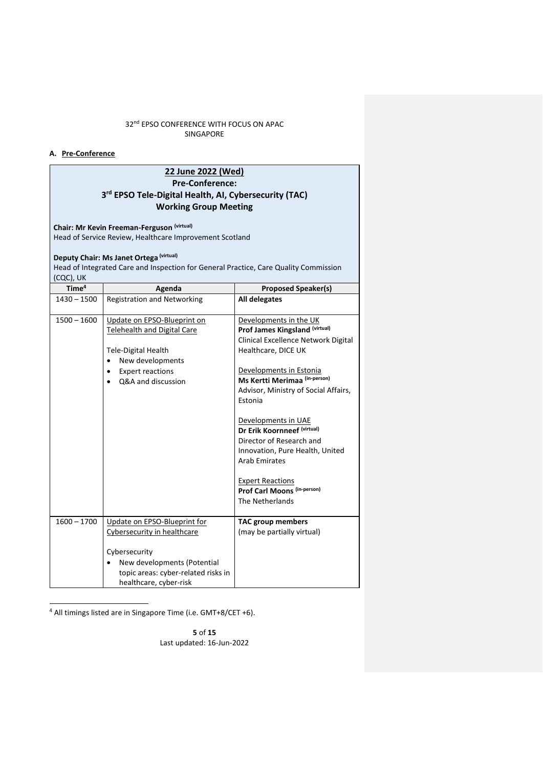32nd EPSO CONFERENCE WITH FOCUS ON APAC
SINGAPORE

## A. Pre-Conference

| **22 June 2022 (Wed)**<br>**Pre-Conference:**<br>**3rd EPSO Tele-Digital Health, AI, Cybersecurity (TAC) Working Group Meeting**<br><br>**Chair: Mr Kevin Freeman-Ferguson (virtual)**<br>Head of Service Review, Healthcare Improvement Scotland<br><br>**Deputy Chair: Ms Janet Ortega (virtual)**<br>Head of Integrated Care and Inspection for General Practice, Care Quality Commission (CQC), UK | | |
|---|---|---|
| **Time[4]** | **Agenda** | **Proposed Speaker(s)** |
| 1430 – 1500 | Registration and Networking | **All delegates** |
| 1500 – 1600 | Update on EPSO-Blueprint on Telehealth and Digital Care<br><br>Tele-Digital Health<br>• New developments<br>• Expert reactions<br>• Q&A and discussion | Developments in the UK<br>**Prof James Kingsland (virtual)**<br>Clinical Excellence Network Digital Healthcare, DICE UK<br><br>Developments in Estonia<br>**Ms Kertti Merimaa (in-person)**<br>Advisor, Ministry of Social Affairs, Estonia<br><br>Developments in UAE<br>**Dr Erik Koornneef (virtual)**<br>Director of Research and Innovation, Pure Health, United Arab Emirates<br><br>Expert Reactions<br>**Prof Carl Moons (in-person)**<br>The Netherlands |
| 1600 – 1700 | Update on EPSO-Blueprint for Cybersecurity in healthcare<br><br>Cybersecurity<br>• New developments (Potential topic areas: cyber-related risks in healthcare, cyber-risk | **TAC group members**<br>(may be partially virtual) |

[4] All timings listed are in Singapore Time (i.e. GMT+8/CET +6).

Last updated: 16-Jun-2022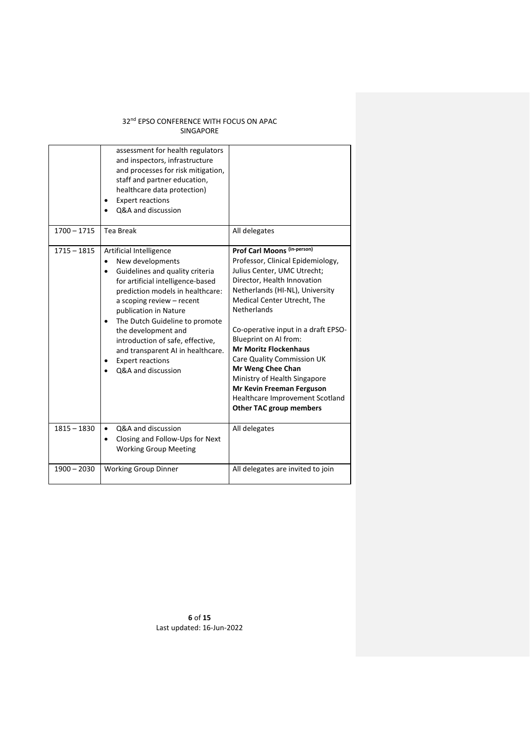|  |  |  |
|---|---|---|
|  | assessment for health regulators and inspectors, infrastructure and processes for risk mitigation, staff and partner education, healthcare data protection)<br>• Expert reactions<br>• Q&A and discussion |  |
| 1700 – 1715 | Tea Break | All delegates |
| 1715 – 1815 | Artificial Intelligence<br>• New developments<br>• Guidelines and quality criteria for artificial intelligence-based prediction models in healthcare: a scoping review – recent publication in Nature<br>• The Dutch Guideline to promote the development and introduction of safe, effective, and transparent AI in healthcare.<br>• Expert reactions<br>• Q&A and discussion | **Prof Carl Moons** (in-person)<br>Professor, Clinical Epidemiology, Julius Center, UMC Utrecht; Director, Health Innovation Netherlands (HI-NL), University Medical Center Utrecht, The Netherlands<br><br>Co-operative input in a draft EPSO-Blueprint on AI from:<br>**Mr Moritz Flockenhaus**<br>Care Quality Commission UK<br>**Mr Weng Chee Chan**<br>Ministry of Health Singapore<br>**Mr Kevin Freeman Ferguson**<br>Healthcare Improvement Scotland<br>**Other TAC group members** |
| 1815 – 1830 | • Q&A and discussion<br>• Closing and Follow-Ups for Next Working Group Meeting | All delegates |
| 1900 – 2030 | Working Group Dinner | All delegates are invited to join |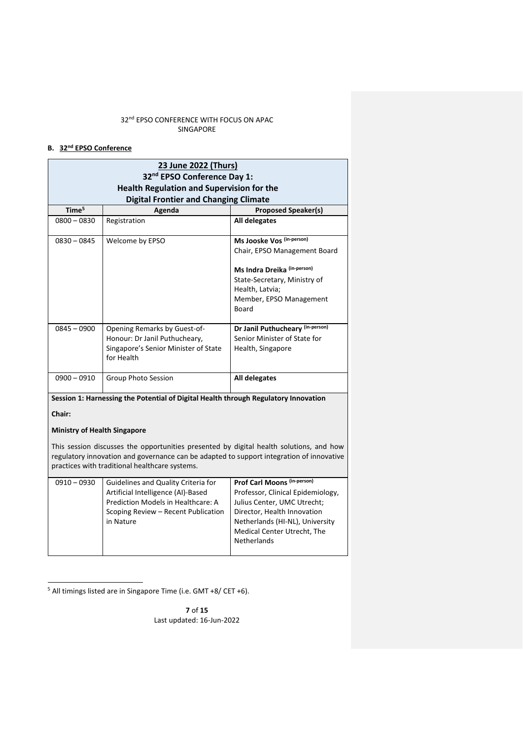32nd EPSO CONFERENCE WITH FOCUS ON APAC
SINGAPORE

## B. 32nd EPSO Conference

| **23 June 2022 (Thurs)**<br>**32nd EPSO Conference Day 1:**<br>**Health Regulation and Supervision for the Digital Frontier and Changing Climate** | | |
|---|---|---|
| **Time[5]** | **Agenda** | **Proposed Speaker(s)** |
| 0800 – 0830 | Registration | **All delegates** |
| 0830 – 0845 | Welcome by EPSO | **Ms Jooske Vos (in-person)**<br>Chair, EPSO Management Board<br><br>**Ms Indra Dreika (in-person)**<br>State-Secretary, Ministry of Health, Latvia;<br>Member, EPSO Management Board |
| 0845 – 0900 | Opening Remarks by Guest-of-Honour: Dr Janil Puthucheary, Singapore's Senior Minister of State for Health | **Dr Janil Puthucheary (in-person)**<br>Senior Minister of State for Health, Singapore |
| 0900 – 0910 | Group Photo Session | **All delegates** |
| **Session 1: Harnessing the Potential of Digital Health through Regulatory Innovation**<br><br>**Chair:**<br><br>**Ministry of Health Singapore**<br><br>This session discusses the opportunities presented by digital health solutions, and how regulatory innovation and governance can be adapted to support integration of innovative practices with traditional healthcare systems. | | |
| 0910 – 0930 | Guidelines and Quality Criteria for Artificial Intelligence (AI)-Based Prediction Models in Healthcare: A Scoping Review – Recent Publication in Nature | **Prof Carl Moons (in-person)**<br>Professor, Clinical Epidemiology, Julius Center, UMC Utrecht;<br>Director, Health Innovation Netherlands (HI-NL), University Medical Center Utrecht, The Netherlands |

[5] All timings listed are in Singapore Time (i.e. GMT +8/ CET +6).

Last updated: 16-Jun-2022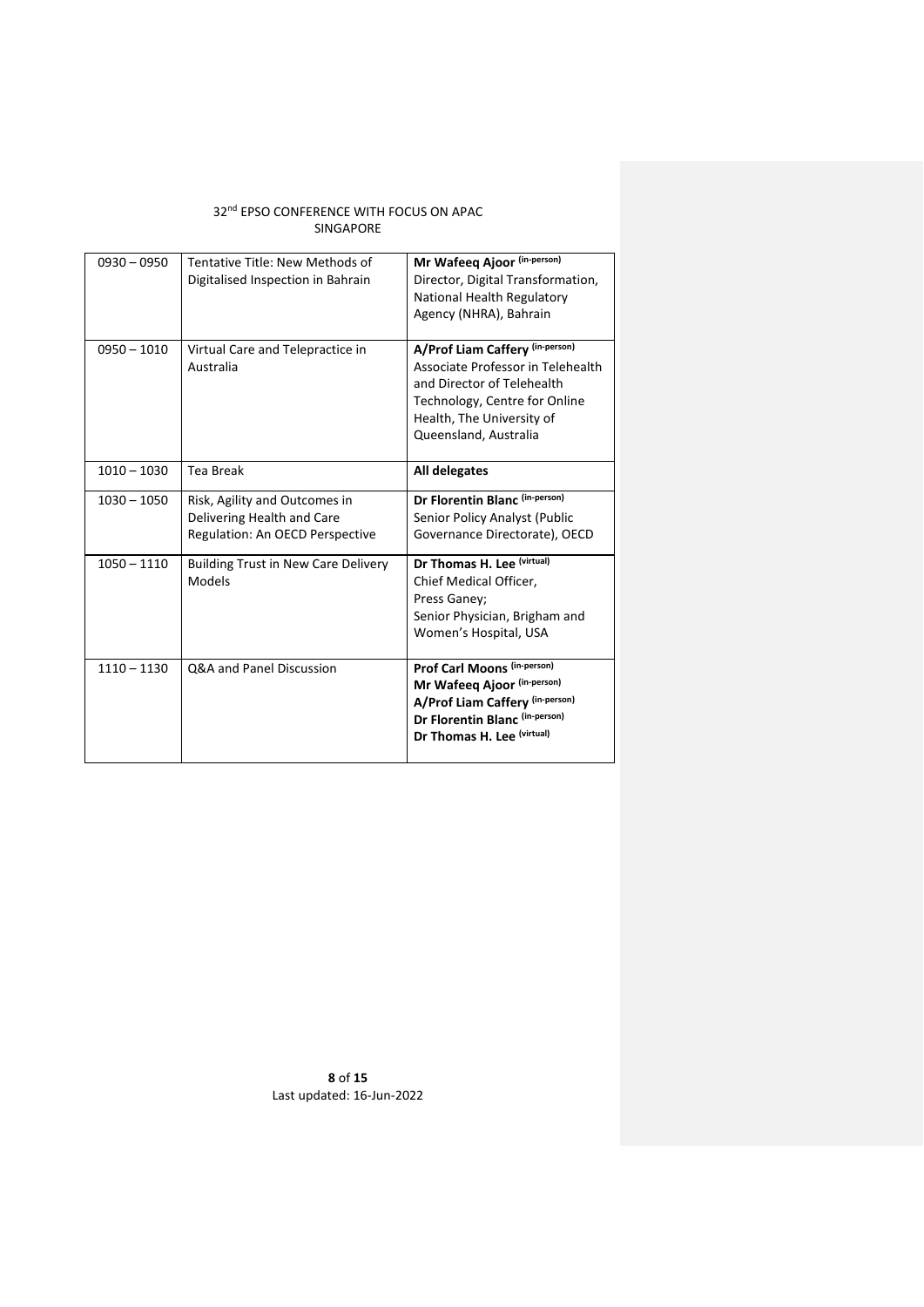| 0930 – 0950 | Tentative Title: New Methods of Digitalised Inspection in Bahrain | **Mr Wafeeq Ajoor** (in-person)<br>Director, Digital Transformation, National Health Regulatory Agency (NHRA), Bahrain |
|---|---|---|
| 0950 – 1010 | Virtual Care and Telepractice in Australia | **A/Prof Liam Caffery** (in-person)<br>Associate Professor in Telehealth and Director of Telehealth Technology, Centre for Online Health, The University of Queensland, Australia |
| 1010 – 1030 | Tea Break | **All delegates** |
| 1030 – 1050 | Risk, Agility and Outcomes in Delivering Health and Care Regulation: An OECD Perspective | **Dr Florentin Blanc** (in-person)<br>Senior Policy Analyst (Public Governance Directorate), OECD |
| 1050 – 1110 | Building Trust in New Care Delivery Models | **Dr Thomas H. Lee** (virtual)<br>Chief Medical Officer, Press Ganey;<br>Senior Physician, Brigham and Women's Hospital, USA |
| 1110 – 1130 | Q&A and Panel Discussion | **Prof Carl Moons** (in-person)<br>**Mr Wafeeq Ajoor** (in-person)<br>**A/Prof Liam Caffery** (in-person)<br>**Dr Florentin Blanc** (in-person)<br>**Dr Thomas H. Lee** (virtual) |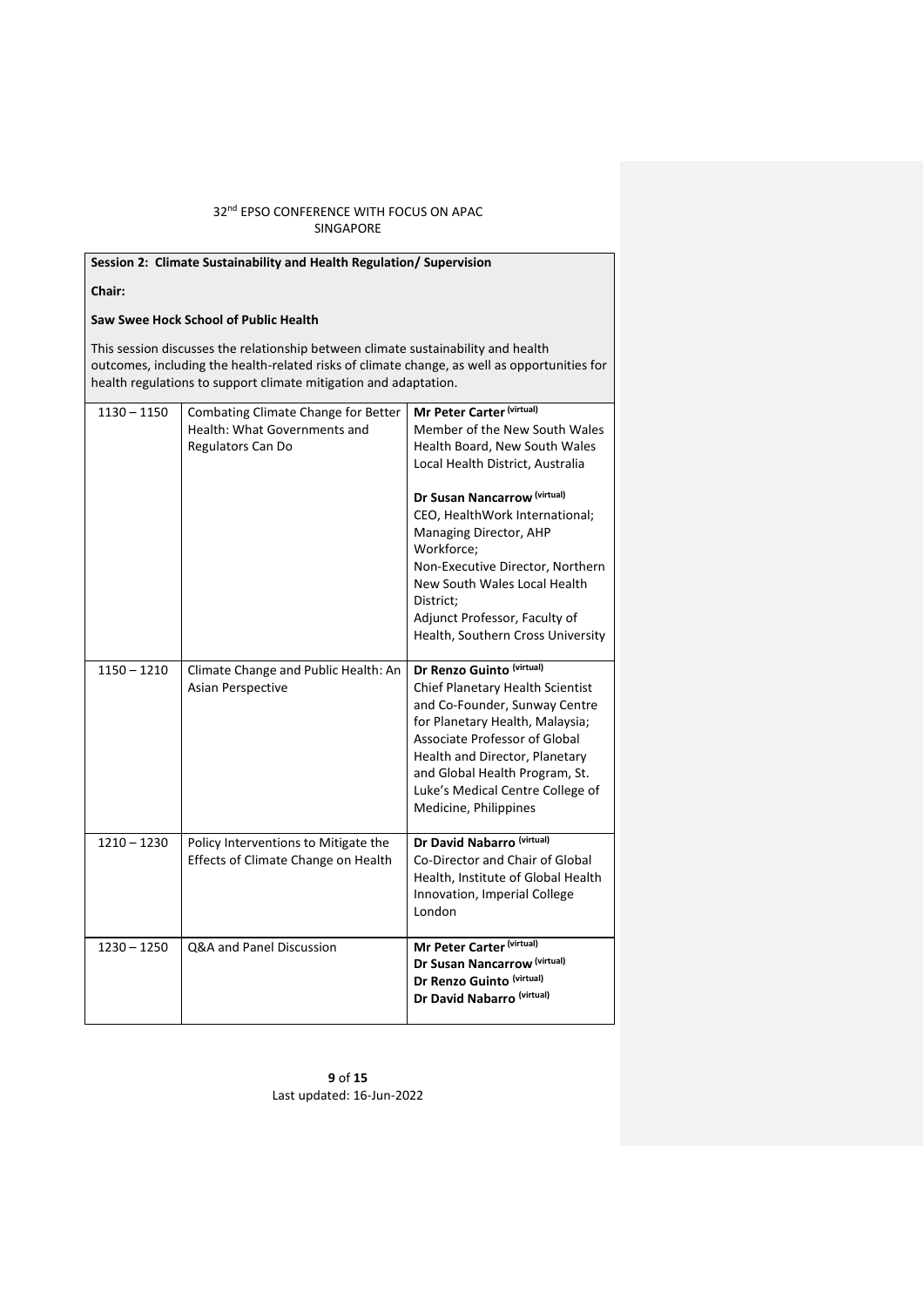**Session 2: Climate Sustainability and Health Regulation/ Supervision**

**Chair:**

**Saw Swee Hock School of Public Health**

This session discusses the relationship between climate sustainability and health outcomes, including the health-related risks of climate change, as well as opportunities for health regulations to support climate mitigation and adaptation.

| | | |
|---|---|---|
| 1130 – 1150 | Combating Climate Change for Better Health: What Governments and Regulators Can Do | **Mr Peter Carter (virtual)**<br>Member of the New South Wales Health Board, New South Wales Local Health District, Australia<br><br>**Dr Susan Nancarrow (virtual)**<br>CEO, HealthWork International;<br>Managing Director, AHP Workforce;<br>Non-Executive Director, Northern New South Wales Local Health District;<br>Adjunct Professor, Faculty of Health, Southern Cross University |
| 1150 – 1210 | Climate Change and Public Health: An Asian Perspective | **Dr Renzo Guinto (virtual)**<br>Chief Planetary Health Scientist and Co-Founder, Sunway Centre for Planetary Health, Malaysia;<br>Associate Professor of Global Health and Director, Planetary and Global Health Program, St. Luke's Medical Centre College of Medicine, Philippines |
| 1210 – 1230 | Policy Interventions to Mitigate the Effects of Climate Change on Health | **Dr David Nabarro (virtual)**<br>Co-Director and Chair of Global Health, Institute of Global Health Innovation, Imperial College London |
| 1230 – 1250 | Q&A and Panel Discussion | **Mr Peter Carter (virtual)**<br>**Dr Susan Nancarrow (virtual)**<br>**Dr Renzo Guinto (virtual)**<br>**Dr David Nabarro (virtual)** |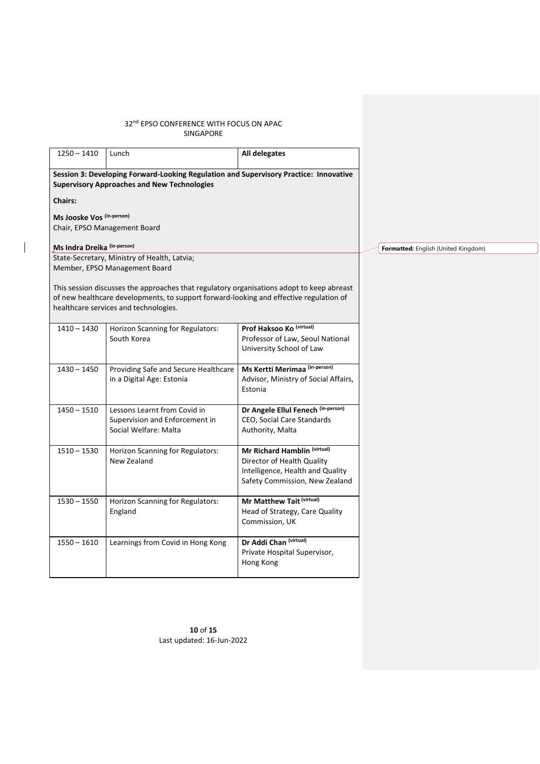| | | |
|---|---|---|
| 1250 – 1410 | Lunch | **All delegates** |
| **Session 3: Developing Forward-Looking Regulation and Supervisory Practice: Innovative Supervisory Approaches and New Technologies**<br><br>**Chairs:**<br><br>**Ms Jooske Vos** (in-person)<br>Chair, EPSO Management Board<br><br>**Ms Indra Dreika** (in-person)<br>State-Secretary, Ministry of Health, Latvia;<br>Member, EPSO Management Board<br><br>This session discusses the approaches that regulatory organisations adopt to keep abreast of new healthcare developments, to support forward-looking and effective regulation of healthcare services and technologies. | | |
| 1410 – 1430 | Horizon Scanning for Regulators: South Korea | **Prof Haksoo Ko** (virtual)<br>Professor of Law, Seoul National University School of Law |
| 1430 – 1450 | Providing Safe and Secure Healthcare in a Digital Age: Estonia | **Ms Kertti Merimaa** (in-person)<br>Advisor, Ministry of Social Affairs, Estonia |
| 1450 – 1510 | Lessons Learnt from Covid in Supervision and Enforcement in Social Welfare: Malta | **Dr Angele Ellul Fenech** (in-person)<br>CEO, Social Care Standards Authority, Malta |
| 1510 – 1530 | Horizon Scanning for Regulators: New Zealand | **Mr Richard Hamblin** (virtual)<br>Director of Health Quality Intelligence, Health and Quality Safety Commission, New Zealand |
| 1530 – 1550 | Horizon Scanning for Regulators: England | **Mr Matthew Tait** (virtual)<br>Head of Strategy, Care Quality Commission, UK |
| 1550 – 1610 | Learnings from Covid in Hong Kong | **Dr Addi Chan** (virtual)<br>Private Hospital Supervisor, Hong Kong |

**Formatted:** English (United Kingdom)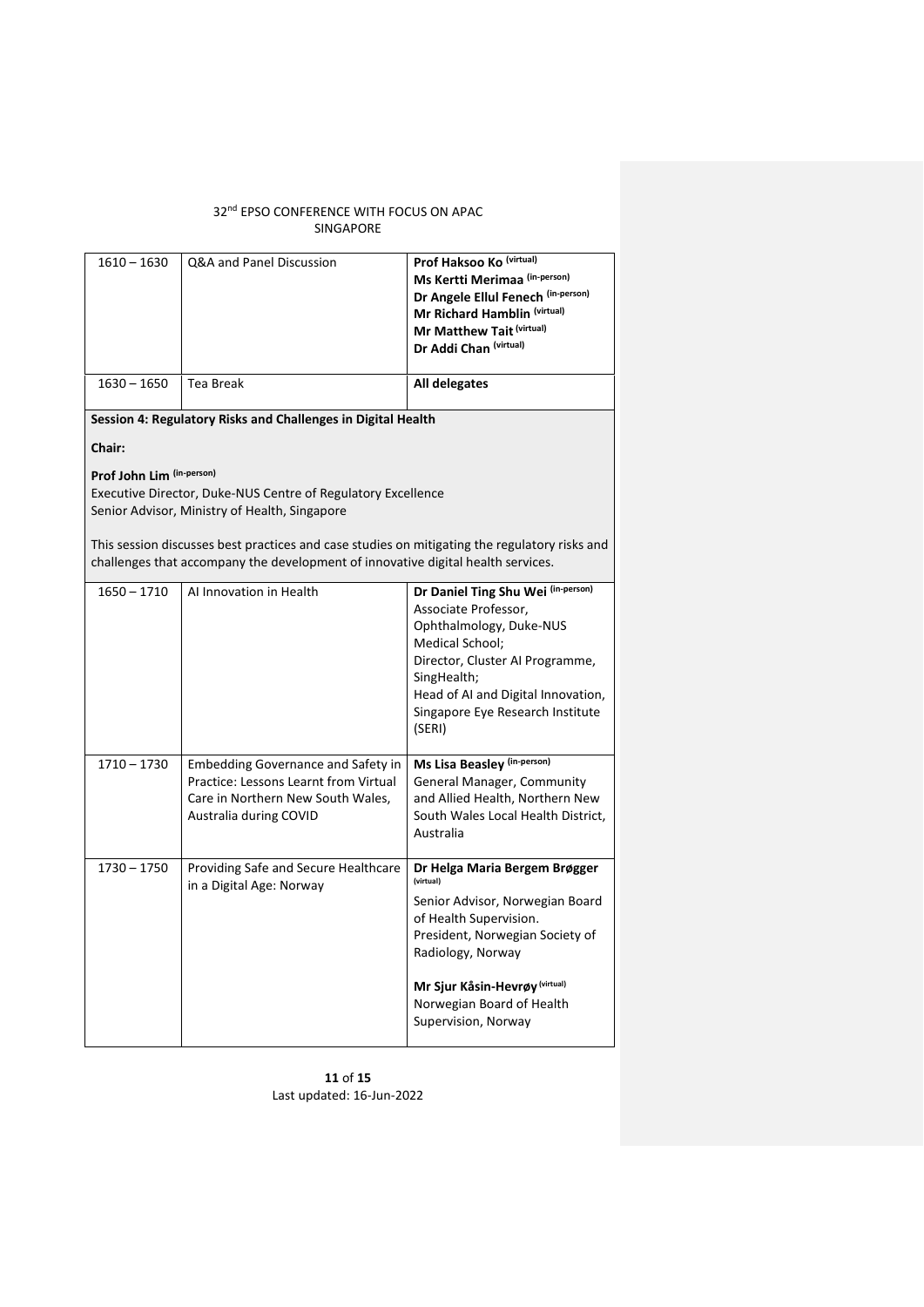| 1610 – 1630 | Q&A and Panel Discussion | **Prof Haksoo Ko** (virtual)<br>**Ms Kertti Merimaa** (in-person)<br>**Dr Angele Ellul Fenech** (in-person)<br>**Mr Richard Hamblin** (virtual)<br>**Mr Matthew Tait** (virtual)<br>**Dr Addi Chan** (virtual) |
|---|---|---|
| 1630 – 1650 | Tea Break | **All delegates** |

**Session 4: Regulatory Risks and Challenges in Digital Health**

**Chair:**

**Prof John Lim** (in-person)
Executive Director, Duke-NUS Centre of Regulatory Excellence
Senior Advisor, Ministry of Health, Singapore

This session discusses best practices and case studies on mitigating the regulatory risks and challenges that accompany the development of innovative digital health services.

| 1650 – 1710 | AI Innovation in Health | **Dr Daniel Ting Shu Wei** (in-person)<br>Associate Professor, Ophthalmology, Duke-NUS Medical School;<br>Director, Cluster AI Programme, SingHealth;<br>Head of AI and Digital Innovation, Singapore Eye Research Institute (SERI) |
|---|---|---|
| 1710 – 1730 | Embedding Governance and Safety in Practice: Lessons Learnt from Virtual Care in Northern New South Wales, Australia during COVID | **Ms Lisa Beasley** (in-person)<br>General Manager, Community and Allied Health, Northern New South Wales Local Health District, Australia |
| 1730 – 1750 | Providing Safe and Secure Healthcare in a Digital Age: Norway | **Dr Helga Maria Bergem Brøgger** (virtual)<br>Senior Advisor, Norwegian Board of Health Supervision.<br>President, Norwegian Society of Radiology, Norway<br><br>**Mr Sjur Kåsin-Hevrøy** (virtual)<br>Norwegian Board of Health Supervision, Norway |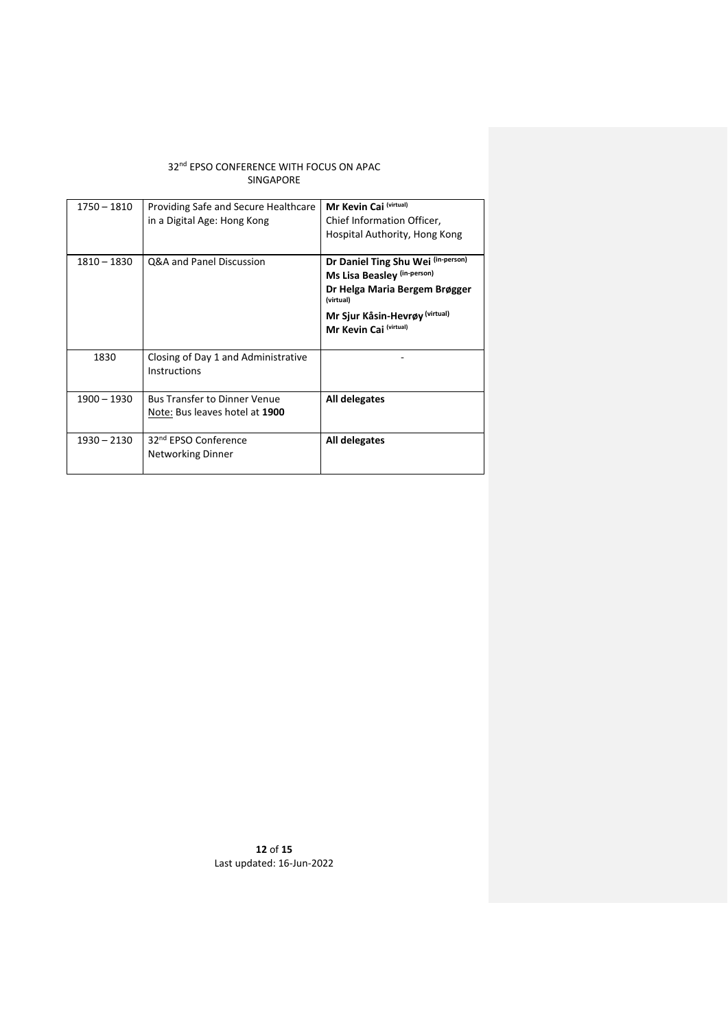| 1750 – 1810 | Providing Safe and Secure Healthcare in a Digital Age: Hong Kong | **Mr Kevin Cai** (virtual)<br>Chief Information Officer, Hospital Authority, Hong Kong |
|---|---|---|
| 1810 – 1830 | Q&A and Panel Discussion | **Dr Daniel Ting Shu Wei** (in-person)<br>**Ms Lisa Beasley** (in-person)<br>**Dr Helga Maria Bergem Brøgger** (virtual)<br>**Mr Sjur Kåsin-Hevrøy** (virtual)<br>**Mr Kevin Cai** (virtual) |
| 1830 | Closing of Day 1 and Administrative Instructions | - |
| 1900 – 1930 | Bus Transfer to Dinner Venue<br>Note: Bus leaves hotel at **1900** | **All delegates** |
| 1930 – 2130 | 32nd EPSO Conference Networking Dinner | **All delegates** |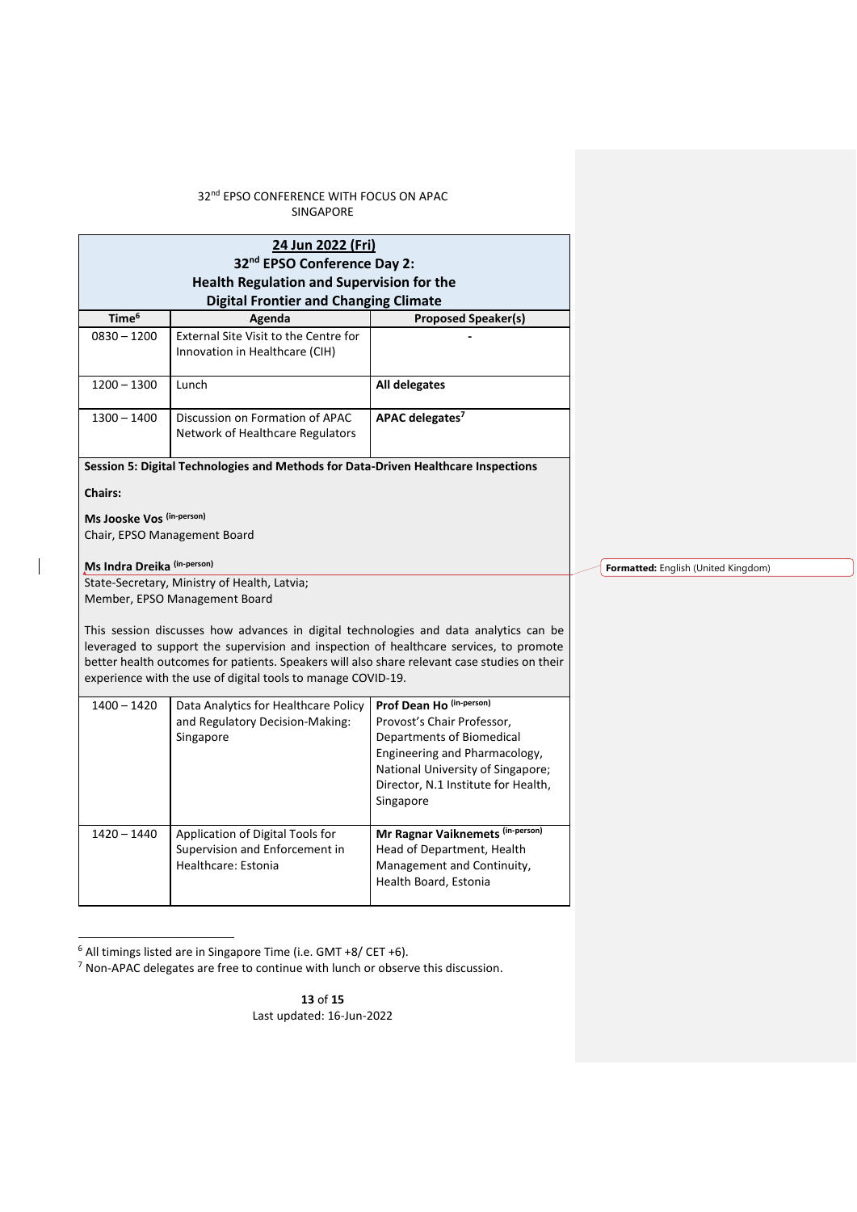| **24 Jun 2022 (Fri)**<br>**32nd EPSO Conference Day 2:**<br>**Health Regulation and Supervision for the Digital Frontier and Changing Climate** | | |
|---|---|---|
| **Time**[6] | **Agenda** | **Proposed Speaker(s)** |
| 0830 – 1200 | External Site Visit to the Centre for Innovation in Healthcare (CIH) | - |
| 1200 – 1300 | Lunch | **All delegates** |
| 1300 – 1400 | Discussion on Formation of APAC Network of Healthcare Regulators | **APAC delegates**[7] |
| **Session 5: Digital Technologies and Methods for Data-Driven Healthcare Inspections**<br><br>**Chairs:**<br><br>**Ms Jooske Vos** (in-person)<br>Chair, EPSO Management Board<br><br>**Ms Indra Dreika** (in-person)<br>State-Secretary, Ministry of Health, Latvia;<br>Member, EPSO Management Board<br><br>This session discusses how advances in digital technologies and data analytics can be leveraged to support the supervision and inspection of healthcare services, to promote better health outcomes for patients. Speakers will also share relevant case studies on their experience with the use of digital tools to manage COVID-19. | | |
| 1400 – 1420 | Data Analytics for Healthcare Policy and Regulatory Decision-Making: Singapore | **Prof Dean Ho** (in-person)<br>Provost's Chair Professor, Departments of Biomedical Engineering and Pharmacology, National University of Singapore;<br>Director, N.1 Institute for Health, Singapore |
| 1420 – 1440 | Application of Digital Tools for Supervision and Enforcement in Healthcare: Estonia | **Mr Ragnar Vaiknemets** (in-person)<br>Head of Department, Health Management and Continuity, Health Board, Estonia |

[6] All timings listed are in Singapore Time (i.e. GMT +8/ CET +6).

[7] Non-APAC delegates are free to continue with lunch or observe this discussion.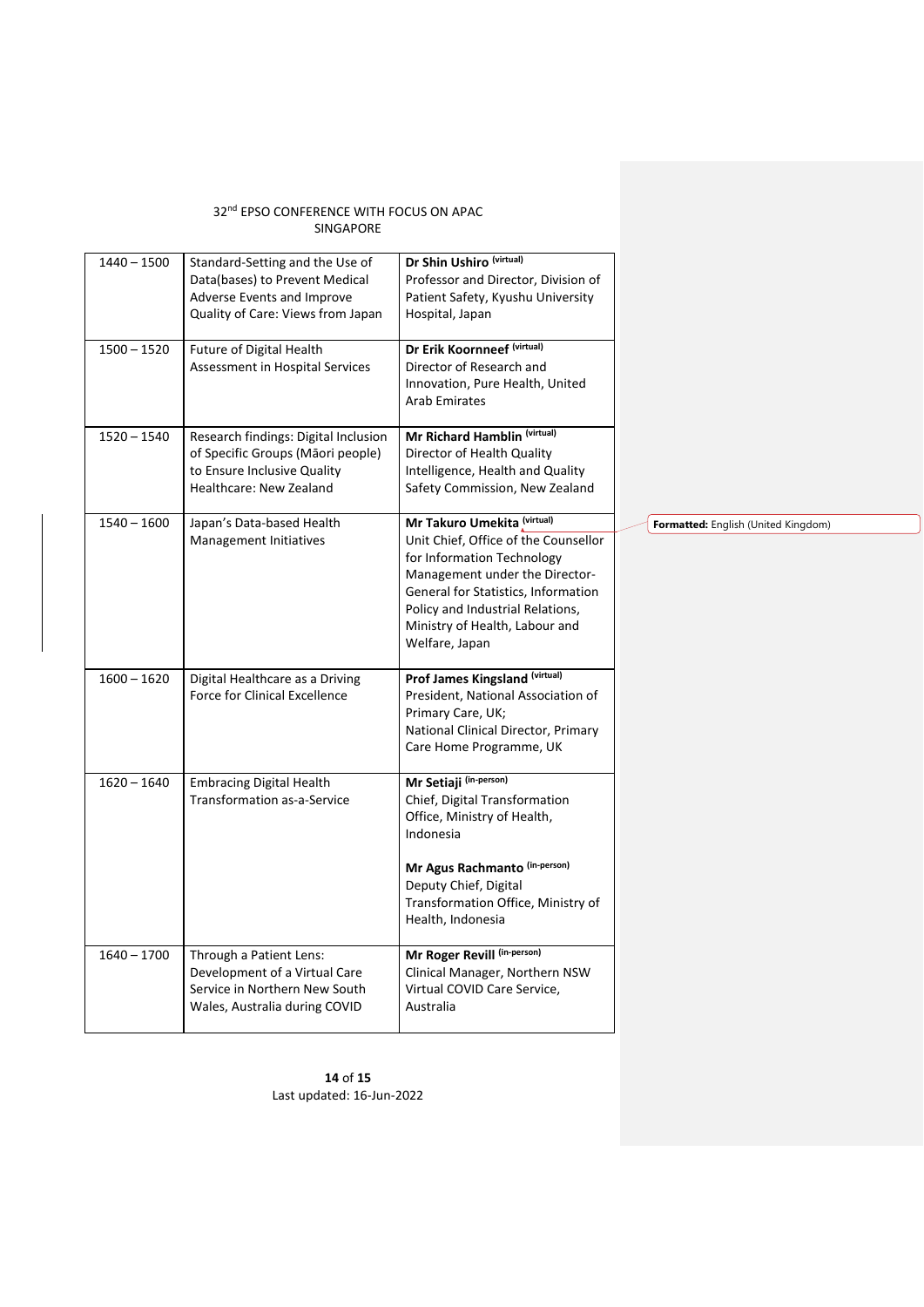| 1440 – 1500 | Standard-Setting and the Use of Data(bases) to Prevent Medical Adverse Events and Improve Quality of Care: Views from Japan | **Dr Shin Ushiro** (virtual)<br>Professor and Director, Division of Patient Safety, Kyushu University Hospital, Japan |
|---|---|---|
| 1500 – 1520 | Future of Digital Health Assessment in Hospital Services | **Dr Erik Koornneef** (virtual)<br>Director of Research and Innovation, Pure Health, United Arab Emirates |
| 1520 – 1540 | Research findings: Digital Inclusion of Specific Groups (Māori people) to Ensure Inclusive Quality Healthcare: New Zealand | **Mr Richard Hamblin** (virtual)<br>Director of Health Quality Intelligence, Health and Quality Safety Commission, New Zealand |
| 1540 – 1600 | Japan's Data-based Health Management Initiatives | **Mr Takuro Umekita** (virtual)<br>Unit Chief, Office of the Counsellor for Information Technology Management under the Director-General for Statistics, Information Policy and Industrial Relations, Ministry of Health, Labour and Welfare, Japan |
| 1600 – 1620 | Digital Healthcare as a Driving Force for Clinical Excellence | **Prof James Kingsland** (virtual)<br>President, National Association of Primary Care, UK;<br>National Clinical Director, Primary Care Home Programme, UK |
| 1620 – 1640 | Embracing Digital Health Transformation as-a-Service | **Mr Setiaji** (in-person)<br>Chief, Digital Transformation Office, Ministry of Health, Indonesia<br><br>**Mr Agus Rachmanto** (in-person)<br>Deputy Chief, Digital Transformation Office, Ministry of Health, Indonesia |
| 1640 – 1700 | Through a Patient Lens: Development of a Virtual Care Service in Northern New South Wales, Australia during COVID | **Mr Roger Revill** (in-person)<br>Clinical Manager, Northern NSW Virtual COVID Care Service, Australia |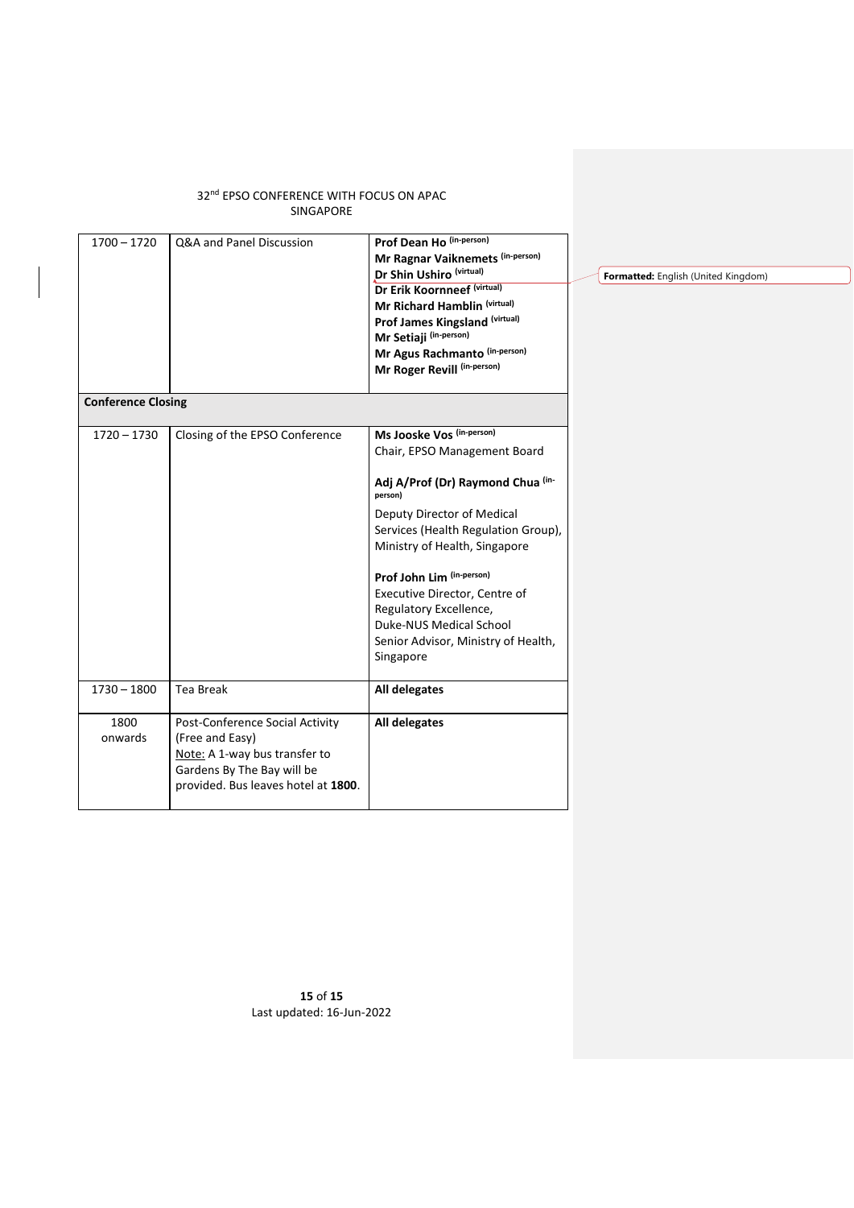32[nd] EPSO CONFERENCE WITH FOCUS ON APAC
SINGAPORE

| | | |
|---|---|---|
| 1700 – 1720 | Q&A and Panel Discussion | **Prof Dean Ho** (in-person)<br>**Mr Ragnar Vaiknemets** (in-person)<br>**Dr Shin Ushiro** (virtual)<br>**Dr Erik Koornneef** (virtual)<br>**Mr Richard Hamblin** (virtual)<br>**Prof James Kingsland** (virtual)<br>**Mr Setiaji** (in-person)<br>**Mr Agus Rachmanto** (in-person)<br>**Mr Roger Revill** (in-person) |
| **Conference Closing** | | |
| 1720 – 1730 | Closing of the EPSO Conference | **Ms Jooske Vos** (in-person)<br>Chair, EPSO Management Board<br><br>**Adj A/Prof (Dr) Raymond Chua** (in-person)<br>Deputy Director of Medical Services (Health Regulation Group), Ministry of Health, Singapore<br><br>**Prof John Lim** (in-person)<br>Executive Director, Centre of Regulatory Excellence, Duke-NUS Medical School<br>Senior Advisor, Ministry of Health, Singapore |
| 1730 – 1800 | Tea Break | **All delegates** |
| 1800 onwards | Post-Conference Social Activity (Free and Easy)<br>Note: A 1-way bus transfer to Gardens By The Bay will be provided. Bus leaves hotel at **1800**. | **All delegates** |

Last updated: 16-Jun-2022